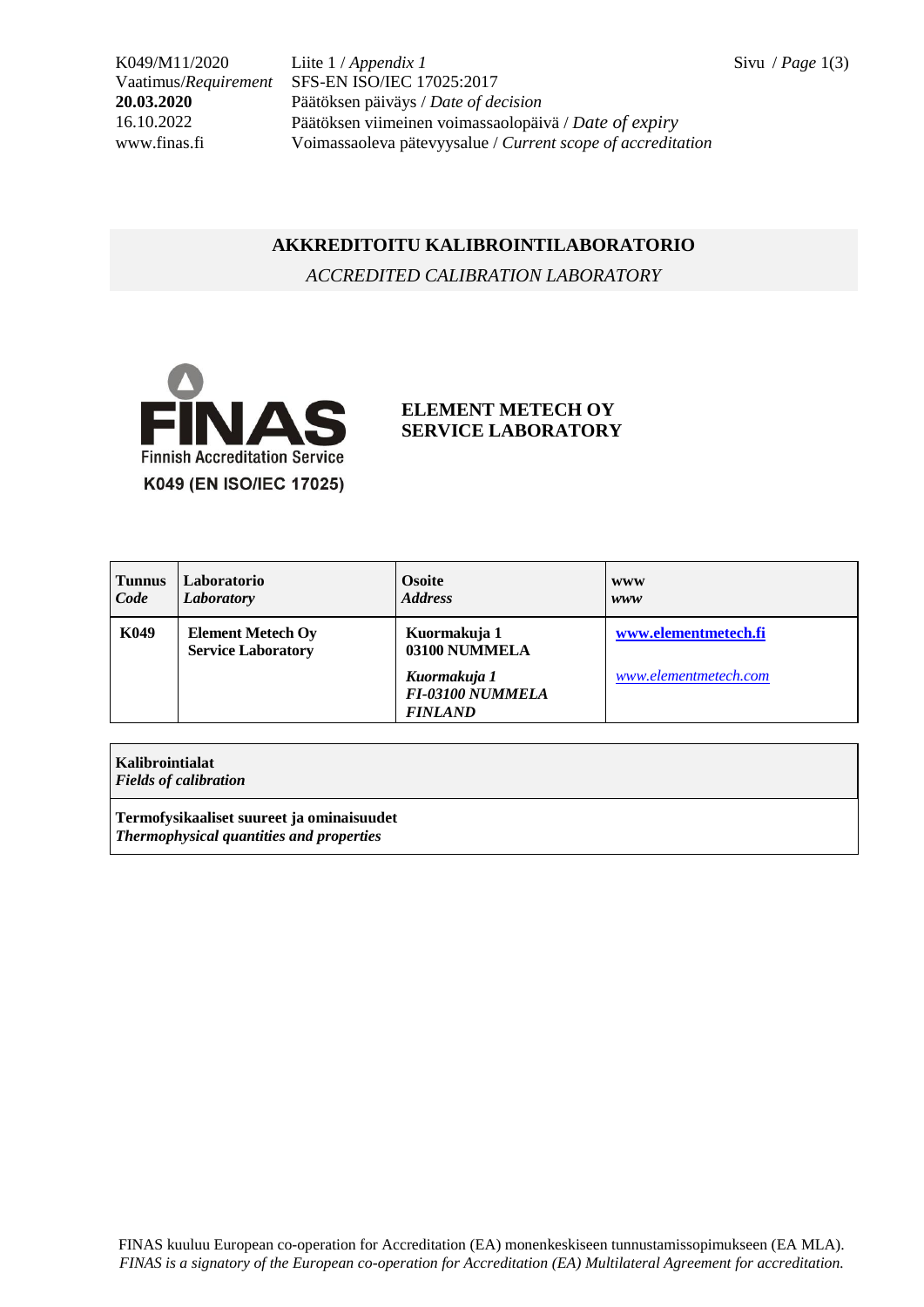K049/M11/2020 Liite 1 / *Appendix 1*
Vaatimus/*Requirement* SFS-EN ISO/IEC 17025:2017
**20.03.2020** Päätöksen päiväys / *Date of decision*
16.10.2022 Päätöksen viimeinen voimassaolopäivä / *Date of expiry*
www.finas.fi Voimassaoleva pätevyysalue / *Current scope of accreditation*

# AKKREDITOITU KALIBROINTILABORATORIO

*ACCREDITED CALIBRATION LABORATORY*

FINAS
Finnish Accreditation Service
K049 (EN ISO/IEC 17025)

## ELEMENT METECH OY SERVICE LABORATORY

| **Tunnus** *Code* | **Laboratorio** *Laboratory* | **Osoite** *Address* | **www** *www* |
|---|---|---|---|
| **K049** | **Element Metech Oy Service Laboratory** | **Kuormakuja 1 03100 NUMMELA** <br> ***Kuormakuja 1 FI-03100 NUMMELA FINLAND*** | **www.elementmetech.fi** <br> *www.elementmetech.com* |

| **Kalibrointialat** *Fields of calibration* |
|---|
| **Termofysikaaliset suureet ja ominaisuudet** ***Thermophysical quantities and properties*** |

FINAS kuuluu European co-operation for Accreditation (EA) monenkeskiseen tunnustamissopimukseen (EA MLA).
*FINAS is a signatory of the European co-operation for Accreditation (EA) Multilateral Agreement for accreditation.*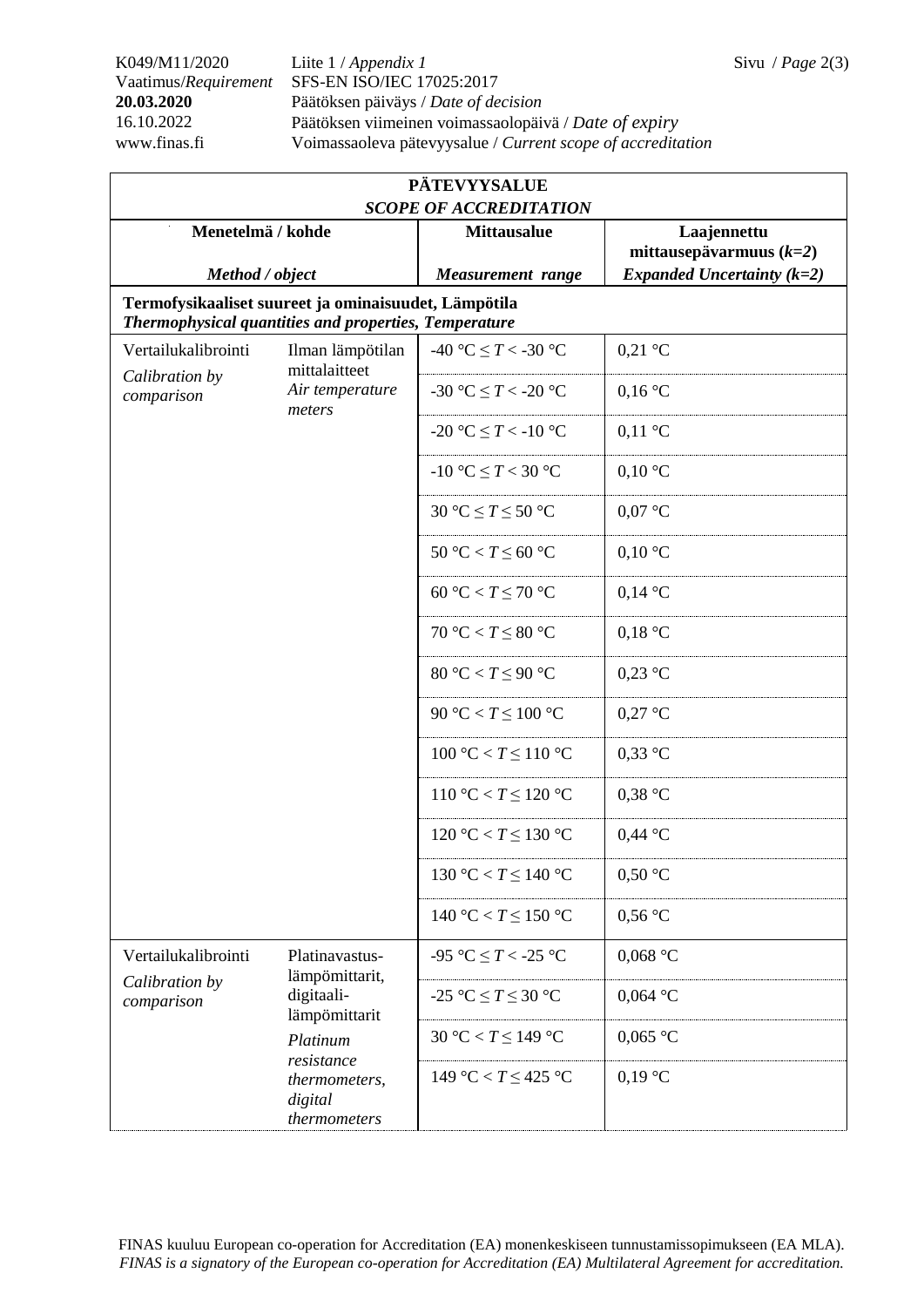K049/M11/2020 Liite 1 / *Appendix 1*
Vaatimus/*Requirement* SFS-EN ISO/IEC 17025:2017
**20.03.2020** Päätöksen päiväys / *Date of decision*
16.10.2022 Päätöksen viimeinen voimassaolopäivä / *Date of expiry*
www.finas.fi Voimassaoleva pätevyysalue / *Current scope of accreditation*

| **PÄTEVYYSALUE** *SCOPE OF ACCREDITATION* | | | |
|---|---|---|---|
| **Menetelmä / kohde** *Method / object* | | **Mittausalue** *Measurement range* | **Laajennettu mittausepävarmuus ($k$=2)** *Expanded Uncertainty ($k$=2)* |
| **Termofysikaaliset suureet ja ominaisuudet, Lämpötila** *Thermophysical quantities and properties, Temperature* | | | |
| Vertailukalibrointi *Calibration by comparison* | Ilman lämpötilan mittalaitteet *Air temperature meters* | -40 °C ≤ $T$ < -30 °C | 0,21 °C |
| | | -30 °C ≤ $T$ < -20 °C | 0,16 °C |
| | | -20 °C ≤ $T$ < -10 °C | 0,11 °C |
| | | -10 °C ≤ $T$ < 30 °C | 0,10 °C |
| | | 30 °C ≤ $T$ ≤ 50 °C | 0,07 °C |
| | | 50 °C < $T$ ≤ 60 °C | 0,10 °C |
| | | 60 °C < $T$ ≤ 70 °C | 0,14 °C |
| | | 70 °C < $T$ ≤ 80 °C | 0,18 °C |
| | | 80 °C < $T$ ≤ 90 °C | 0,23 °C |
| | | 90 °C < $T$ ≤ 100 °C | 0,27 °C |
| | | 100 °C < $T$ ≤ 110 °C | 0,33 °C |
| | | 110 °C < $T$ ≤ 120 °C | 0,38 °C |
| | | 120 °C < $T$ ≤ 130 °C | 0,44 °C |
| | | 130 °C < $T$ ≤ 140 °C | 0,50 °C |
| | | 140 °C < $T$ ≤ 150 °C | 0,56 °C |
| Vertailukalibrointi *Calibration by comparison* | Platinavastus-lämpömittarit, digitaali-lämpömittarit *Platinum resistance thermometers, digital thermometers* | -95 °C ≤ $T$ < -25 °C | 0,068 °C |
| | | -25 °C ≤ $T$ ≤ 30 °C | 0,064 °C |
| | | 30 °C < $T$ ≤ 149 °C | 0,065 °C |
| | | 149 °C < $T$ ≤ 425 °C | 0,19 °C |

FINAS kuuluu European co-operation for Accreditation (EA) monenkeskiseen tunnustamissopimukseen (EA MLA).
*FINAS is a signatory of the European co-operation for Accreditation (EA) Multilateral Agreement for accreditation.*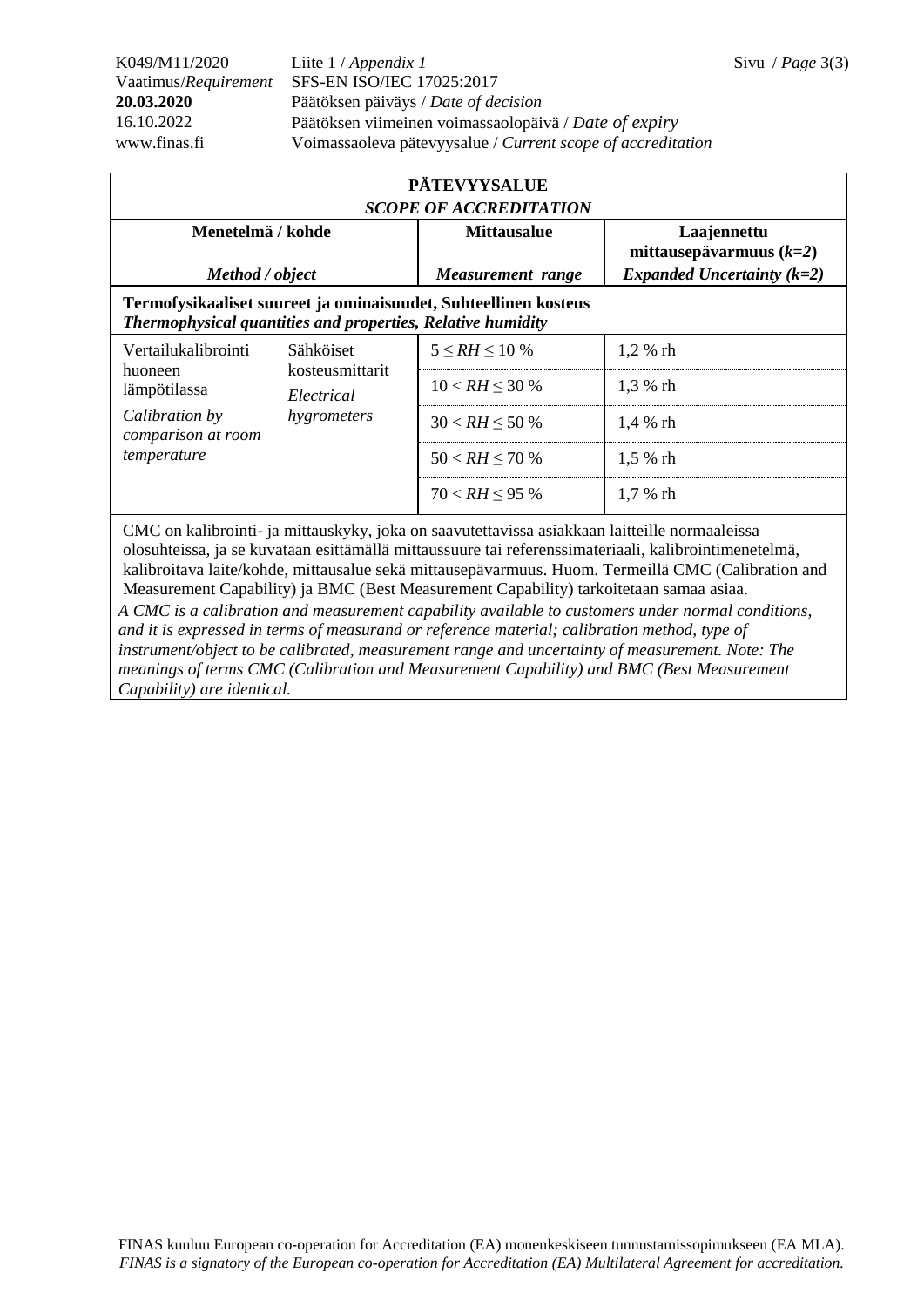| PÄTEVYYSALUE *SCOPE OF ACCREDITATION* | | | |
|---|---|---|---|
| **Menetelmä / kohde** *Method / object* | | **Mittausalue** *Measurement range* | **Laajennettu mittausepävarmuus ($k$=2)** *Expanded Uncertainty ($k$=2)* |
| **Termofysikaaliset suureet ja ominaisuudet, Suhteellinen kosteus** ***Thermophysical quantities and properties, Relative humidity*** | | | |
| Vertailukalibrointi huoneen lämpötilassa *Calibration by comparison at room temperature* | Sähköiset kosteusmittarit *Electrical hygrometers* | $5 \leq RH \leq 10$ % | 1,2 % rh |
| | | $10 < RH \leq 30$ % | 1,3 % rh |
| | | $30 < RH \leq 50$ % | 1,4 % rh |
| | | $50 < RH \leq 70$ % | 1,5 % rh |
| | | $70 < RH \leq 95$ % | 1,7 % rh |

CMC on kalibrointi- ja mittauskyky, joka on saavutettavissa asiakkaan laitteille normaaleissa olosuhteissa, ja se kuvataan esittämällä mittaussuure tai referenssimateriaali, kalibrointimenetelmä, kalibroitava laite/kohde, mittausalue sekä mittausepävarmuus. Huom. Termeillä CMC (Calibration and Measurement Capability) ja BMC (Best Measurement Capability) tarkoitetaan samaa asiaa.

*A CMC is a calibration and measurement capability available to customers under normal conditions, and it is expressed in terms of measurand or reference material; calibration method, type of instrument/object to be calibrated, measurement range and uncertainty of measurement. Note: The meanings of terms CMC (Calibration and Measurement Capability) and BMC (Best Measurement Capability) are identical.*